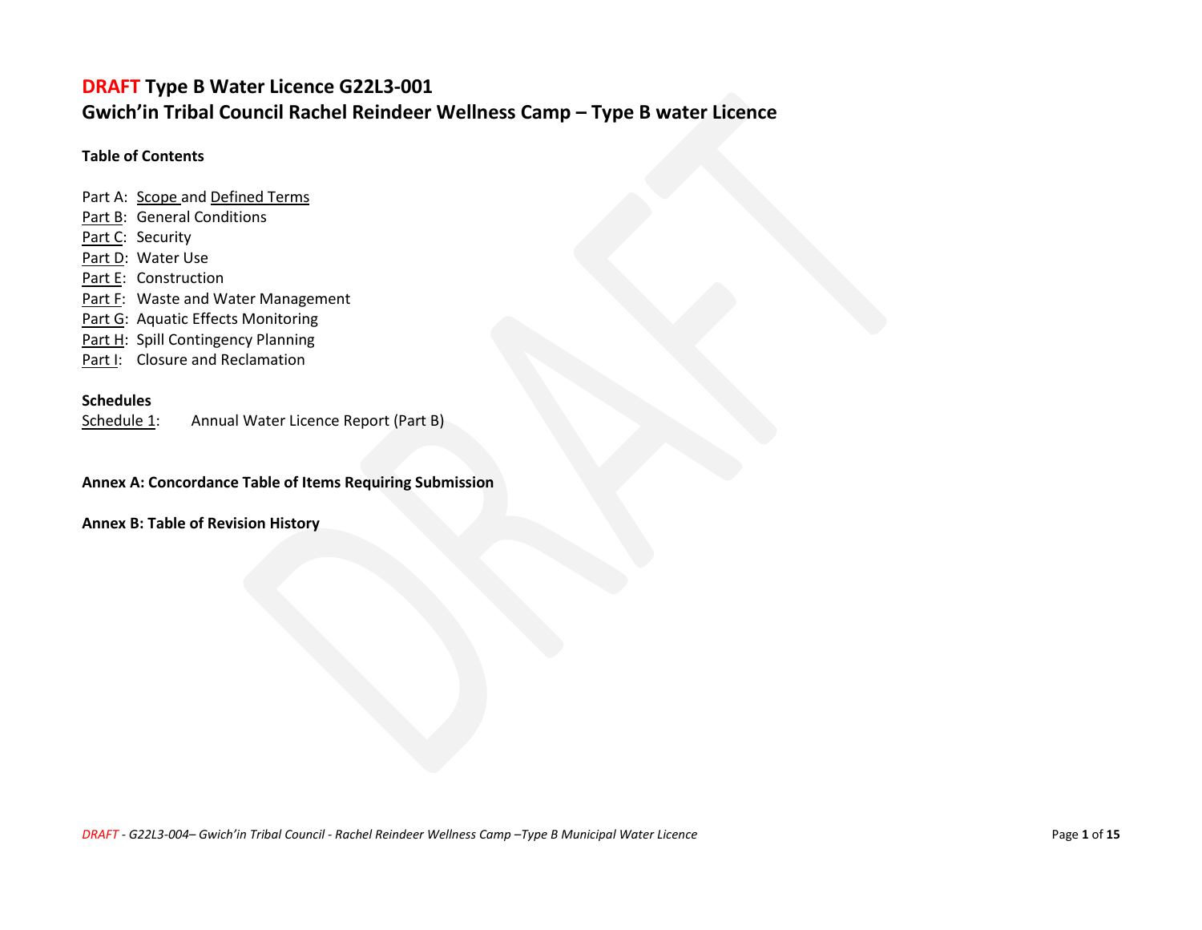# DRAFT Type B Water Licence G22L3-001
# Gwich'in Tribal Council Rachel Reindeer Wellness Camp – Type B water Licence

**Table of Contents**

Part A: Scope and Defined Terms
Part B: General Conditions
Part C: Security
Part D: Water Use
Part E: Construction
Part F: Waste and Water Management
Part G: Aquatic Effects Monitoring
Part H: Spill Contingency Planning
Part I: Closure and Reclamation

**Schedules**

Schedule 1: Annual Water Licence Report (Part B)

**Annex A: Concordance Table of Items Requiring Submission**

**Annex B: Table of Revision History**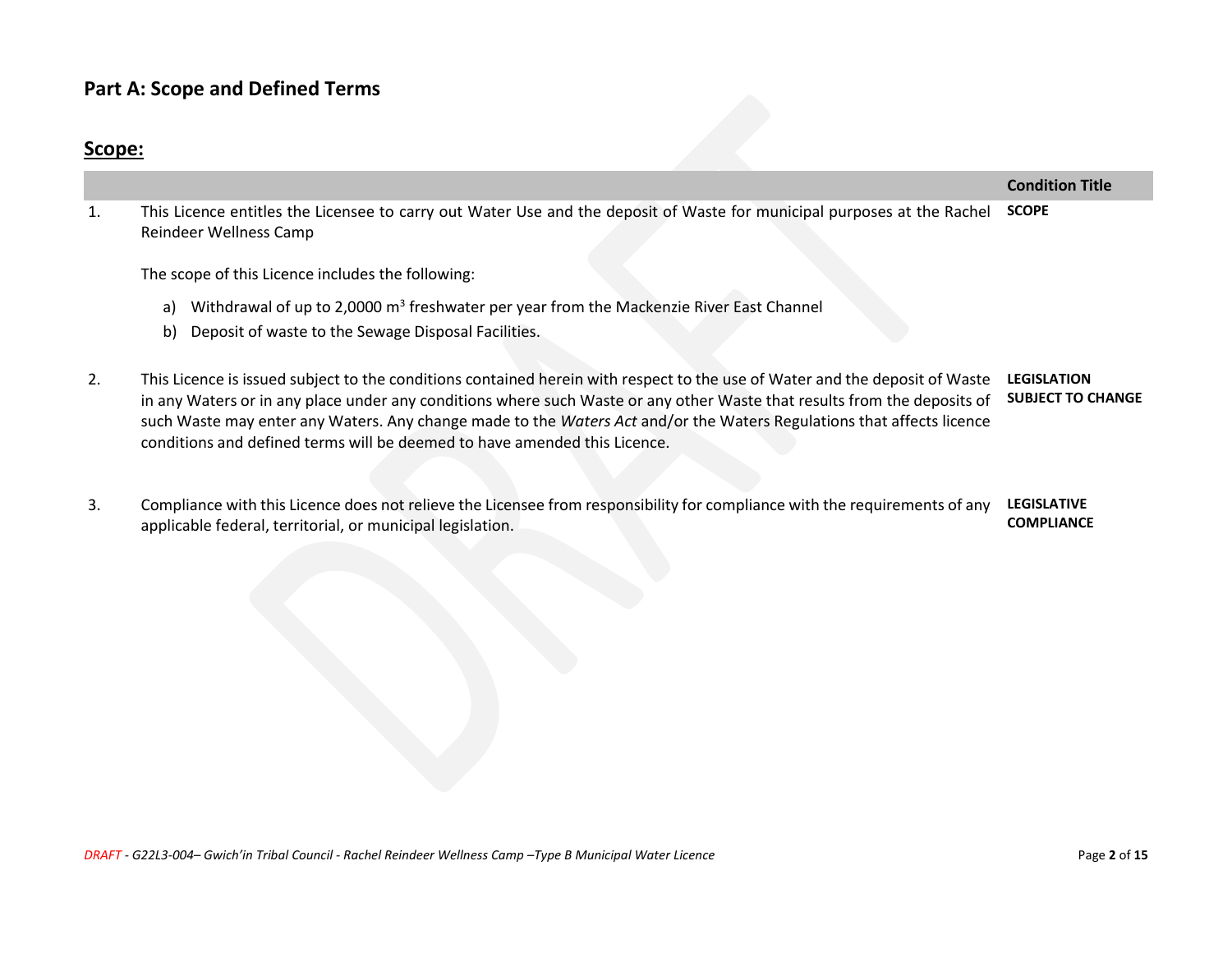## Part A: Scope and Defined Terms

### Scope:

| | | Condition Title |
|---|---|---|
| 1. | This Licence entitles the Licensee to carry out Water Use and the deposit of Waste for municipal purposes at the Rachel Reindeer Wellness Camp<br><br>The scope of this Licence includes the following:<br><br>a) Withdrawal of up to 2,0000 $m^3$ freshwater per year from the Mackenzie River East Channel<br>b) Deposit of waste to the Sewage Disposal Facilities. | **SCOPE** |
| 2. | This Licence is issued subject to the conditions contained herein with respect to the use of Water and the deposit of Waste in any Waters or in any place under any conditions where such Waste or any other Waste that results from the deposits of such Waste may enter any Waters. Any change made to the *Waters Act* and/or the Waters Regulations that affects licence conditions and defined terms will be deemed to have amended this Licence. | **LEGISLATION SUBJECT TO CHANGE** |
| 3. | Compliance with this Licence does not relieve the Licensee from responsibility for compliance with the requirements of any applicable federal, territorial, or municipal legislation. | **LEGISLATIVE COMPLIANCE** |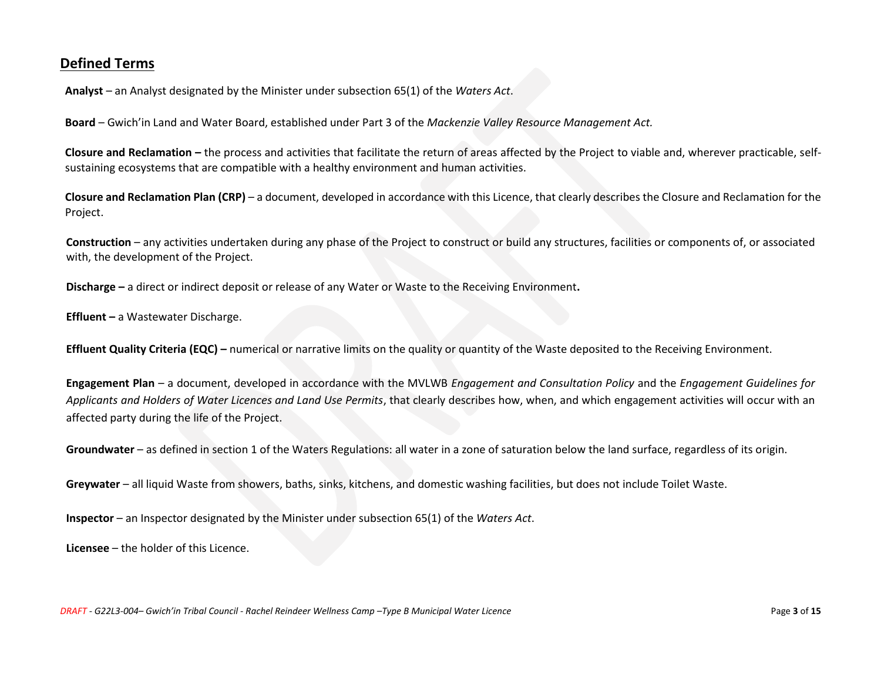## Defined Terms

**Analyst** – an Analyst designated by the Minister under subsection 65(1) of the *Waters Act*.

**Board** – Gwich'in Land and Water Board, established under Part 3 of the *Mackenzie Valley Resource Management Act.*

**Closure and Reclamation –** the process and activities that facilitate the return of areas affected by the Project to viable and, wherever practicable, self-sustaining ecosystems that are compatible with a healthy environment and human activities.

**Closure and Reclamation Plan (CRP)** – a document, developed in accordance with this Licence, that clearly describes the Closure and Reclamation for the Project.

**Construction** – any activities undertaken during any phase of the Project to construct or build any structures, facilities or components of, or associated with, the development of the Project.

**Discharge –** a direct or indirect deposit or release of any Water or Waste to the Receiving Environment**.**

**Effluent –** a Wastewater Discharge.

**Effluent Quality Criteria (EQC) –** numerical or narrative limits on the quality or quantity of the Waste deposited to the Receiving Environment.

**Engagement Plan** – a document, developed in accordance with the MVLWB *Engagement and Consultation Policy* and the *Engagement Guidelines for Applicants and Holders of Water Licences and Land Use Permits*, that clearly describes how, when, and which engagement activities will occur with an affected party during the life of the Project.

**Groundwater** – as defined in section 1 of the Waters Regulations: all water in a zone of saturation below the land surface, regardless of its origin.

**Greywater** – all liquid Waste from showers, baths, sinks, kitchens, and domestic washing facilities, but does not include Toilet Waste.

**Inspector** – an Inspector designated by the Minister under subsection 65(1) of the *Waters Act*.

**Licensee** – the holder of this Licence.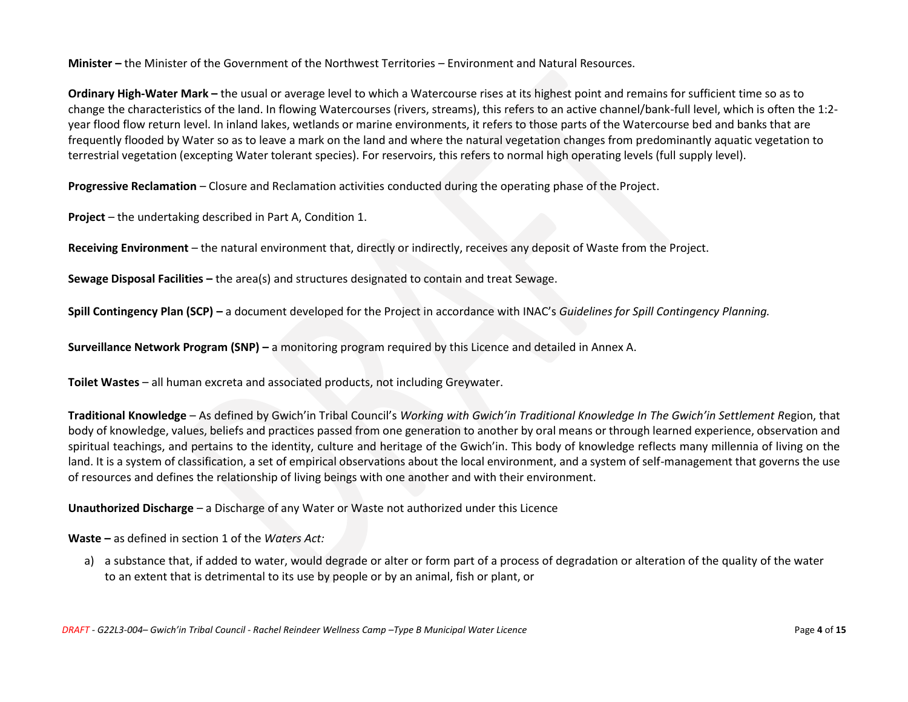**Minister –** the Minister of the Government of the Northwest Territories – Environment and Natural Resources.

**Ordinary High-Water Mark –** the usual or average level to which a Watercourse rises at its highest point and remains for sufficient time so as to change the characteristics of the land. In flowing Watercourses (rivers, streams), this refers to an active channel/bank-full level, which is often the 1:2-year flood flow return level. In inland lakes, wetlands or marine environments, it refers to those parts of the Watercourse bed and banks that are frequently flooded by Water so as to leave a mark on the land and where the natural vegetation changes from predominantly aquatic vegetation to terrestrial vegetation (excepting Water tolerant species). For reservoirs, this refers to normal high operating levels (full supply level).

**Progressive Reclamation** – Closure and Reclamation activities conducted during the operating phase of the Project.

**Project** – the undertaking described in Part A, Condition 1.

**Receiving Environment** – the natural environment that, directly or indirectly, receives any deposit of Waste from the Project.

**Sewage Disposal Facilities –** the area(s) and structures designated to contain and treat Sewage.

**Spill Contingency Plan (SCP) –** a document developed for the Project in accordance with INAC's *Guidelines for Spill Contingency Planning.*

**Surveillance Network Program (SNP) –** a monitoring program required by this Licence and detailed in Annex A.

**Toilet Wastes** – all human excreta and associated products, not including Greywater.

**Traditional Knowledge** – As defined by Gwich'in Tribal Council's *Working with Gwich'in Traditional Knowledge In The Gwich'in Settlement R*egion, that body of knowledge, values, beliefs and practices passed from one generation to another by oral means or through learned experience, observation and spiritual teachings, and pertains to the identity, culture and heritage of the Gwich'in. This body of knowledge reflects many millennia of living on the land. It is a system of classification, a set of empirical observations about the local environment, and a system of self-management that governs the use of resources and defines the relationship of living beings with one another and with their environment.

**Unauthorized Discharge** – a Discharge of any Water or Waste not authorized under this Licence

**Waste –** as defined in section 1 of the *Waters Act:*

a) a substance that, if added to water, would degrade or alter or form part of a process of degradation or alteration of the quality of the water to an extent that is detrimental to its use by people or by an animal, fish or plant, or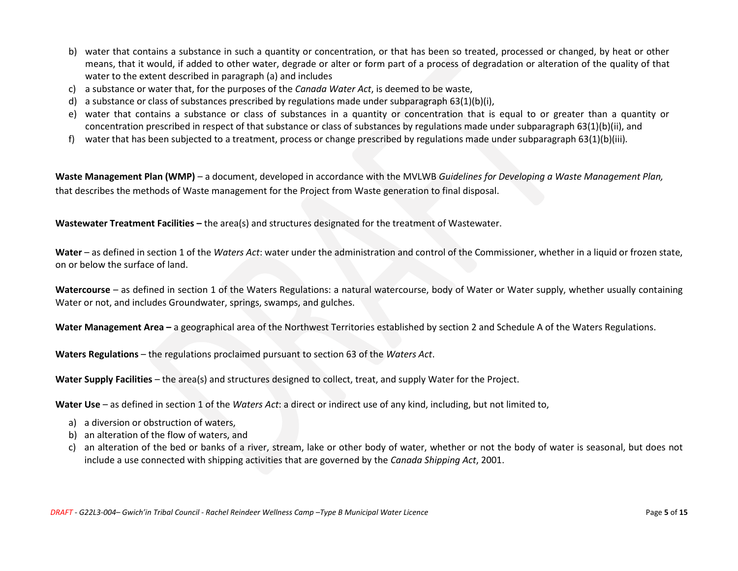b) water that contains a substance in such a quantity or concentration, or that has been so treated, processed or changed, by heat or other means, that it would, if added to other water, degrade or alter or form part of a process of degradation or alteration of the quality of that water to the extent described in paragraph (a) and includes
c) a substance or water that, for the purposes of the *Canada Water Act*, is deemed to be waste,
d) a substance or class of substances prescribed by regulations made under subparagraph 63(1)(b)(i),
e) water that contains a substance or class of substances in a quantity or concentration that is equal to or greater than a quantity or concentration prescribed in respect of that substance or class of substances by regulations made under subparagraph 63(1)(b)(ii), and
f) water that has been subjected to a treatment, process or change prescribed by regulations made under subparagraph 63(1)(b)(iii).

**Waste Management Plan (WMP)** – a document, developed in accordance with the MVLWB *Guidelines for Developing a Waste Management Plan,* that describes the methods of Waste management for the Project from Waste generation to final disposal.

**Wastewater Treatment Facilities –** the area(s) and structures designated for the treatment of Wastewater.

**Water** – as defined in section 1 of the *Waters Act*: water under the administration and control of the Commissioner, whether in a liquid or frozen state, on or below the surface of land.

**Watercourse** – as defined in section 1 of the Waters Regulations: a natural watercourse, body of Water or Water supply, whether usually containing Water or not, and includes Groundwater, springs, swamps, and gulches.

**Water Management Area –** a geographical area of the Northwest Territories established by section 2 and Schedule A of the Waters Regulations.

**Waters Regulations** – the regulations proclaimed pursuant to section 63 of the *Waters Act*.

**Water Supply Facilities** – the area(s) and structures designed to collect, treat, and supply Water for the Project.

**Water Use** – as defined in section 1 of the *Waters Act*: a direct or indirect use of any kind, including, but not limited to,

a) a diversion or obstruction of waters,
b) an alteration of the flow of waters, and
c) an alteration of the bed or banks of a river, stream, lake or other body of water, whether or not the body of water is seasonal, but does not include a use connected with shipping activities that are governed by the *Canada Shipping Act*, 2001.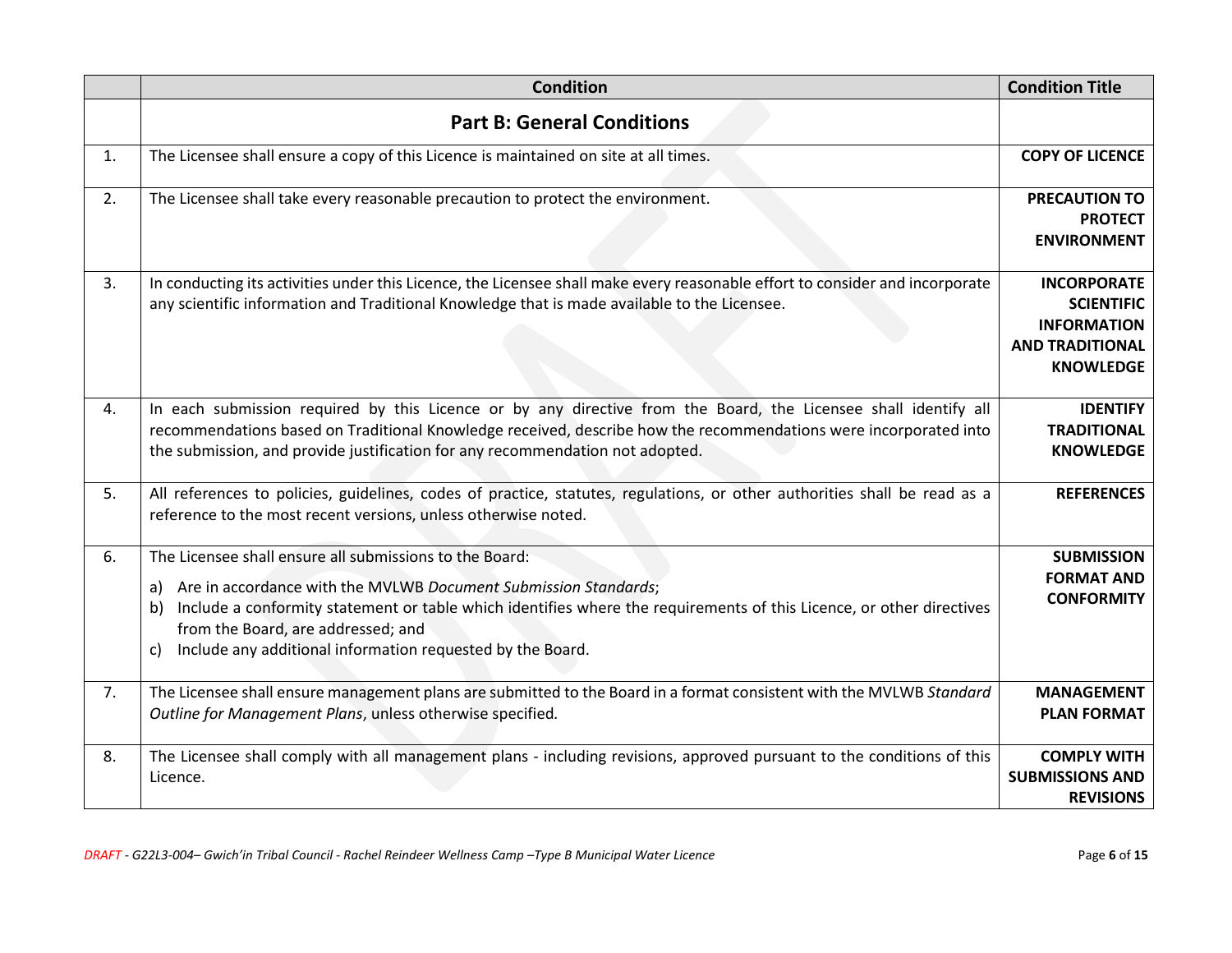| | Condition | Condition Title |
|---|---|---|
| | **Part B: General Conditions** | |
| 1. | The Licensee shall ensure a copy of this Licence is maintained on site at all times. | **COPY OF LICENCE** |
| 2. | The Licensee shall take every reasonable precaution to protect the environment. | **PRECAUTION TO PROTECT ENVIRONMENT** |
| 3. | In conducting its activities under this Licence, the Licensee shall make every reasonable effort to consider and incorporate any scientific information and Traditional Knowledge that is made available to the Licensee. | **INCORPORATE SCIENTIFIC INFORMATION AND TRADITIONAL KNOWLEDGE** |
| 4. | In each submission required by this Licence or by any directive from the Board, the Licensee shall identify all recommendations based on Traditional Knowledge received, describe how the recommendations were incorporated into the submission, and provide justification for any recommendation not adopted. | **IDENTIFY TRADITIONAL KNOWLEDGE** |
| 5. | All references to policies, guidelines, codes of practice, statutes, regulations, or other authorities shall be read as a reference to the most recent versions, unless otherwise noted. | **REFERENCES** |
| 6. | The Licensee shall ensure all submissions to the Board:<br>a) Are in accordance with the MVLWB *Document Submission Standards*;<br>b) Include a conformity statement or table which identifies where the requirements of this Licence, or other directives from the Board, are addressed; and<br>c) Include any additional information requested by the Board. | **SUBMISSION FORMAT AND CONFORMITY** |
| 7. | The Licensee shall ensure management plans are submitted to the Board in a format consistent with the MVLWB *Standard Outline for Management Plans*, unless otherwise specified. | **MANAGEMENT PLAN FORMAT** |
| 8. | The Licensee shall comply with all management plans - including revisions, approved pursuant to the conditions of this Licence. | **COMPLY WITH SUBMISSIONS AND REVISIONS** |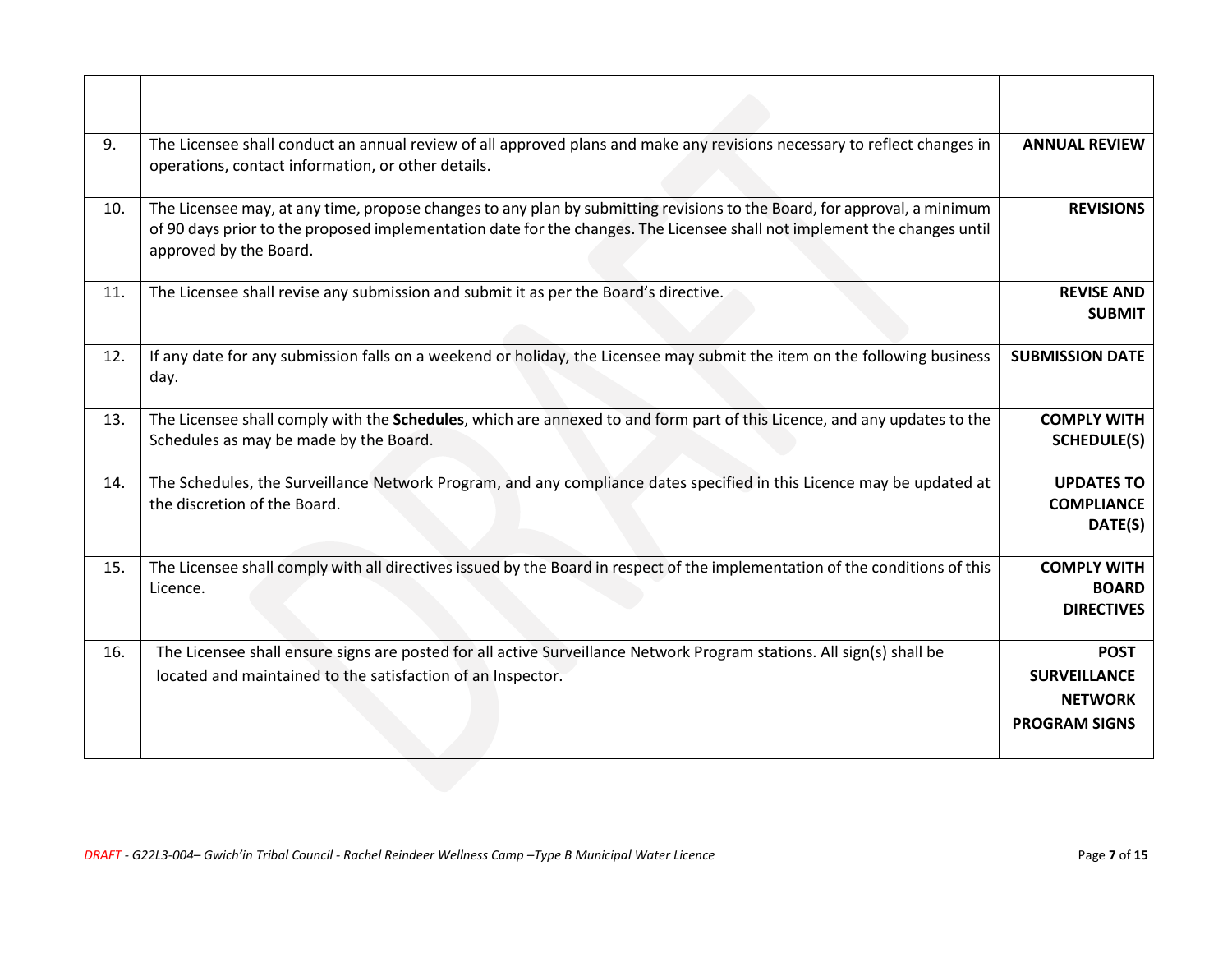| | | |
|---|---|---|
| 9. | The Licensee shall conduct an annual review of all approved plans and make any revisions necessary to reflect changes in operations, contact information, or other details. | **ANNUAL REVIEW** |
| 10. | The Licensee may, at any time, propose changes to any plan by submitting revisions to the Board, for approval, a minimum of 90 days prior to the proposed implementation date for the changes. The Licensee shall not implement the changes until approved by the Board. | **REVISIONS** |
| 11. | The Licensee shall revise any submission and submit it as per the Board's directive. | **REVISE AND SUBMIT** |
| 12. | If any date for any submission falls on a weekend or holiday, the Licensee may submit the item on the following business day. | **SUBMISSION DATE** |
| 13. | The Licensee shall comply with the **Schedules**, which are annexed to and form part of this Licence, and any updates to the Schedules as may be made by the Board. | **COMPLY WITH SCHEDULE(S)** |
| 14. | The Schedules, the Surveillance Network Program, and any compliance dates specified in this Licence may be updated at the discretion of the Board. | **UPDATES TO COMPLIANCE DATE(S)** |
| 15. | The Licensee shall comply with all directives issued by the Board in respect of the implementation of the conditions of this Licence. | **COMPLY WITH BOARD DIRECTIVES** |
| 16. | The Licensee shall ensure signs are posted for all active Surveillance Network Program stations. All sign(s) shall be located and maintained to the satisfaction of an Inspector. | **POST SURVEILLANCE NETWORK PROGRAM SIGNS** |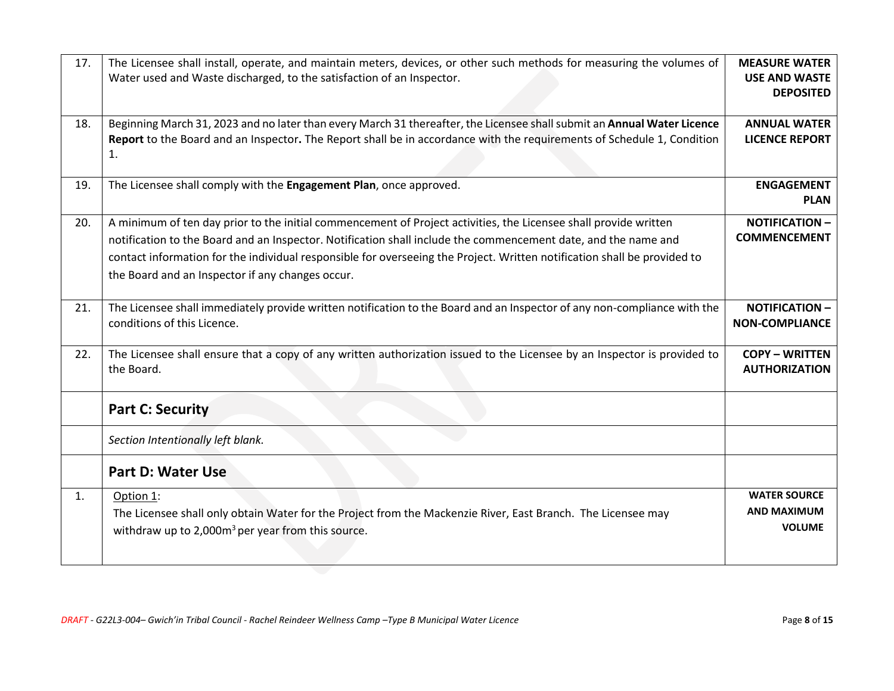| | | |
|---|---|---|
| 17. | The Licensee shall install, operate, and maintain meters, devices, or other such methods for measuring the volumes of Water used and Waste discharged, to the satisfaction of an Inspector. | **MEASURE WATER USE AND WASTE DEPOSITED** |
| 18. | Beginning March 31, 2023 and no later than every March 31 thereafter, the Licensee shall submit an **Annual Water Licence Report** to the Board and an Inspector**.** The Report shall be in accordance with the requirements of Schedule 1, Condition 1. | **ANNUAL WATER LICENCE REPORT** |
| 19. | The Licensee shall comply with the **Engagement Plan**, once approved. | **ENGAGEMENT PLAN** |
| 20. | A minimum of ten day prior to the initial commencement of Project activities, the Licensee shall provide written notification to the Board and an Inspector. Notification shall include the commencement date, and the name and contact information for the individual responsible for overseeing the Project. Written notification shall be provided to the Board and an Inspector if any changes occur. | **NOTIFICATION – COMMENCEMENT** |
| 21. | The Licensee shall immediately provide written notification to the Board and an Inspector of any non-compliance with the conditions of this Licence. | **NOTIFICATION – NON-COMPLIANCE** |
| 22. | The Licensee shall ensure that a copy of any written authorization issued to the Licensee by an Inspector is provided to the Board. | **COPY – WRITTEN AUTHORIZATION** |
| | **Part C: Security** | |
| | *Section Intentionally left blank.* | |
| | **Part D: Water Use** | |
| 1. | Option 1:<br>The Licensee shall only obtain Water for the Project from the Mackenzie River, East Branch. The Licensee may withdraw up to 2,000$m^3$ per year from this source. | **WATER SOURCE AND MAXIMUM VOLUME** |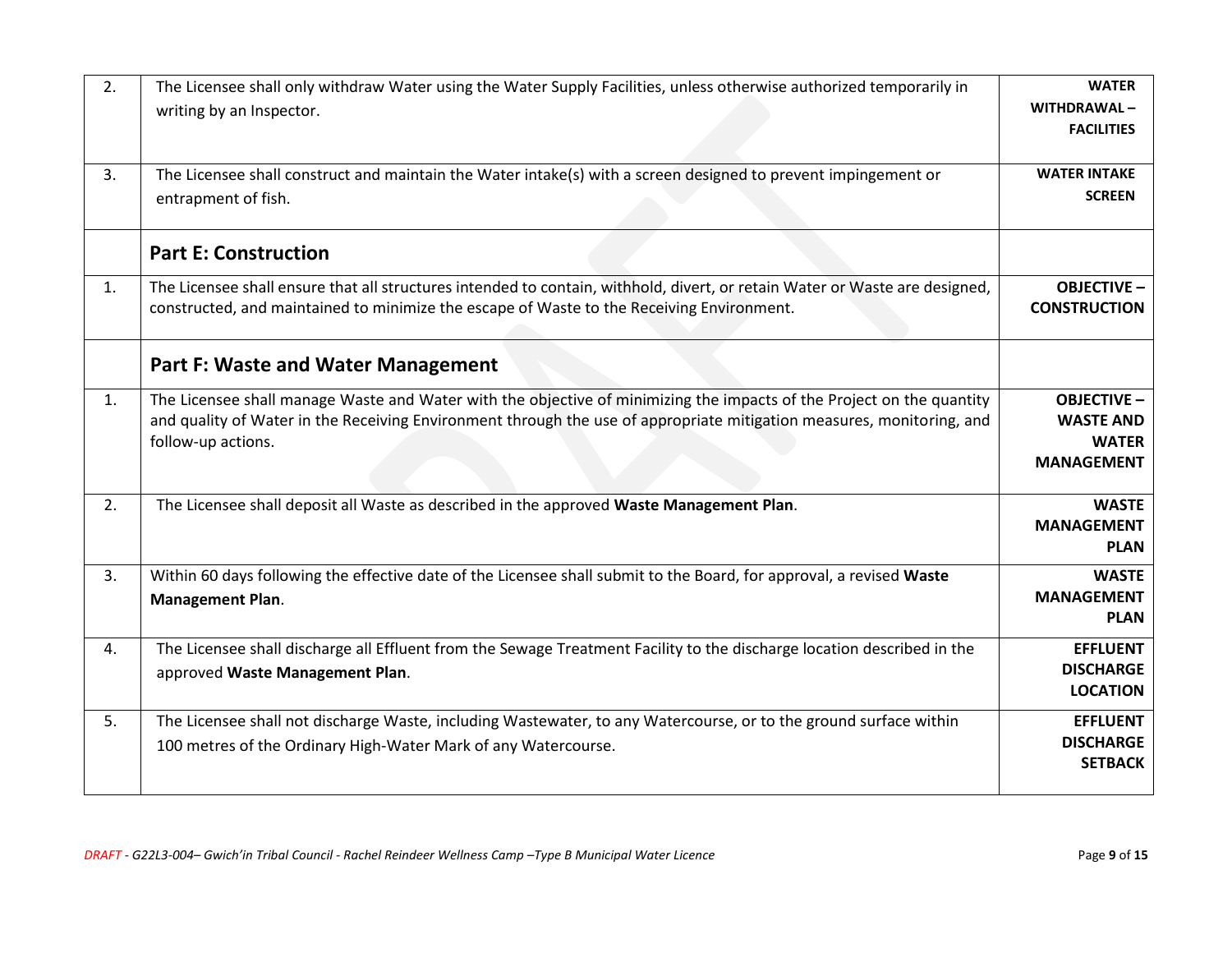| | | |
|---|---|---|
| 2. | The Licensee shall only withdraw Water using the Water Supply Facilities, unless otherwise authorized temporarily in writing by an Inspector. | **WATER WITHDRAWAL – FACILITIES** |
| 3. | The Licensee shall construct and maintain the Water intake(s) with a screen designed to prevent impingement or entrapment of fish. | **WATER INTAKE SCREEN** |
| | **Part E: Construction** | |
| 1. | The Licensee shall ensure that all structures intended to contain, withhold, divert, or retain Water or Waste are designed, constructed, and maintained to minimize the escape of Waste to the Receiving Environment. | **OBJECTIVE – CONSTRUCTION** |
| | **Part F: Waste and Water Management** | |
| 1. | The Licensee shall manage Waste and Water with the objective of minimizing the impacts of the Project on the quantity and quality of Water in the Receiving Environment through the use of appropriate mitigation measures, monitoring, and follow-up actions. | **OBJECTIVE – WASTE AND WATER MANAGEMENT** |
| 2. | The Licensee shall deposit all Waste as described in the approved **Waste Management Plan**. | **WASTE MANAGEMENT PLAN** |
| 3. | Within 60 days following the effective date of the Licensee shall submit to the Board, for approval, a revised **Waste Management Plan**. | **WASTE MANAGEMENT PLAN** |
| 4. | The Licensee shall discharge all Effluent from the Sewage Treatment Facility to the discharge location described in the approved **Waste Management Plan**. | **EFFLUENT DISCHARGE LOCATION** |
| 5. | The Licensee shall not discharge Waste, including Wastewater, to any Watercourse, or to the ground surface within 100 metres of the Ordinary High-Water Mark of any Watercourse. | **EFFLUENT DISCHARGE SETBACK** |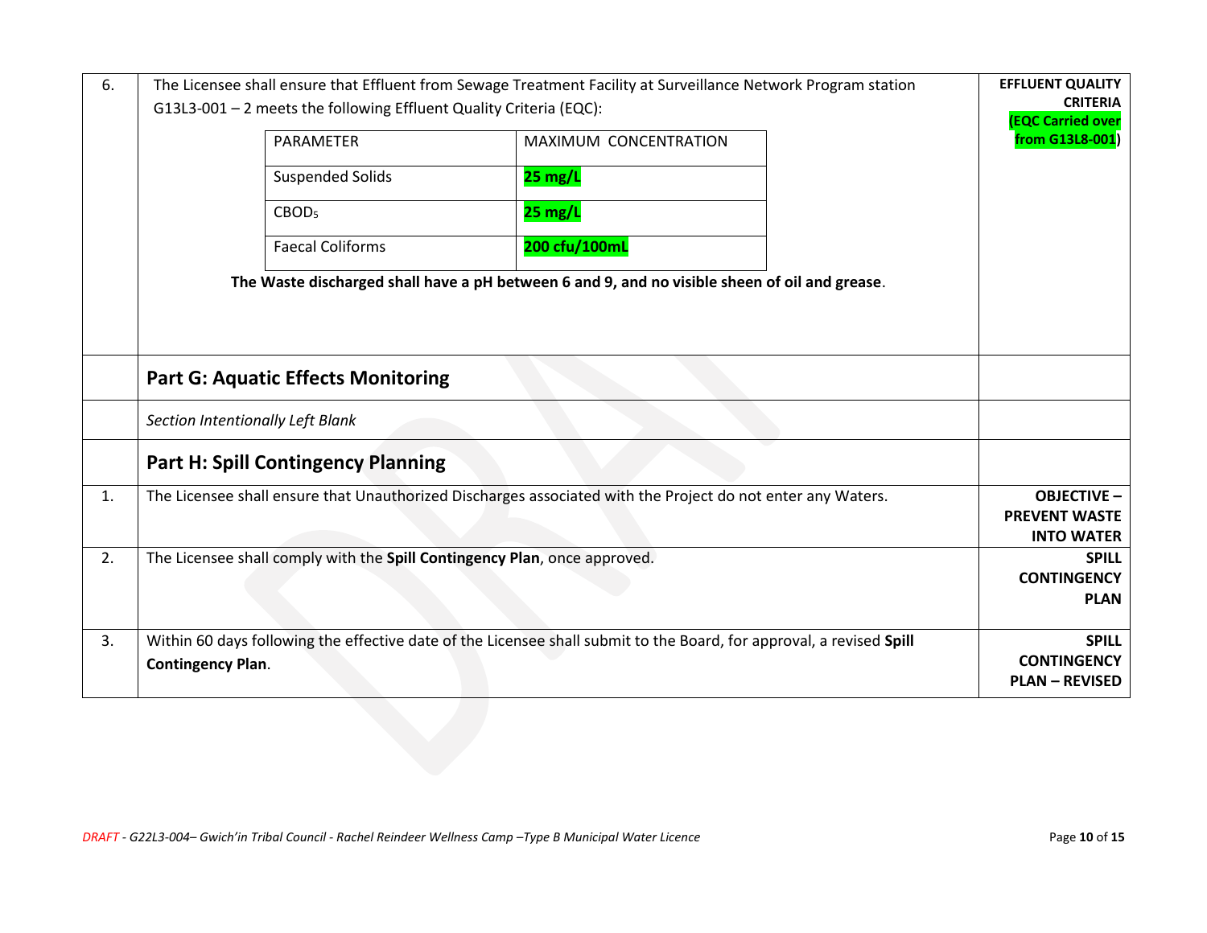| | | |
|---|---|---|
| 6. | The Licensee shall ensure that Effluent from Sewage Treatment Facility at Surveillance Network Program station G13L3-001 – 2 meets the following Effluent Quality Criteria (EQC):<br><br>PARAMETER — MAXIMUM CONCENTRATION<br>Suspended Solids — **25 mg/L**<br>$CBOD_5$ — **25 mg/L**<br>Faecal Coliforms — **200 cfu/100mL**<br><br>**The Waste discharged shall have a pH between 6 and 9, and no visible sheen of oil and grease**. | **EFFLUENT QUALITY CRITERIA (EQC Carried over from G13L8-001)** |
| | **Part G: Aquatic Effects Monitoring** | |
| | *Section Intentionally Left Blank* | |
| | **Part H: Spill Contingency Planning** | |
| 1. | The Licensee shall ensure that Unauthorized Discharges associated with the Project do not enter any Waters. | **OBJECTIVE – PREVENT WASTE INTO WATER** |
| 2. | The Licensee shall comply with the **Spill Contingency Plan**, once approved. | **SPILL CONTINGENCY PLAN** |
| 3. | Within 60 days following the effective date of the Licensee shall submit to the Board, for approval, a revised **Spill Contingency Plan**. | **SPILL CONTINGENCY PLAN – REVISED** |

*DRAFT - G22L3-004– Gwich'in Tribal Council - Rachel Reindeer Wellness Camp –Type B Municipal Water Licence*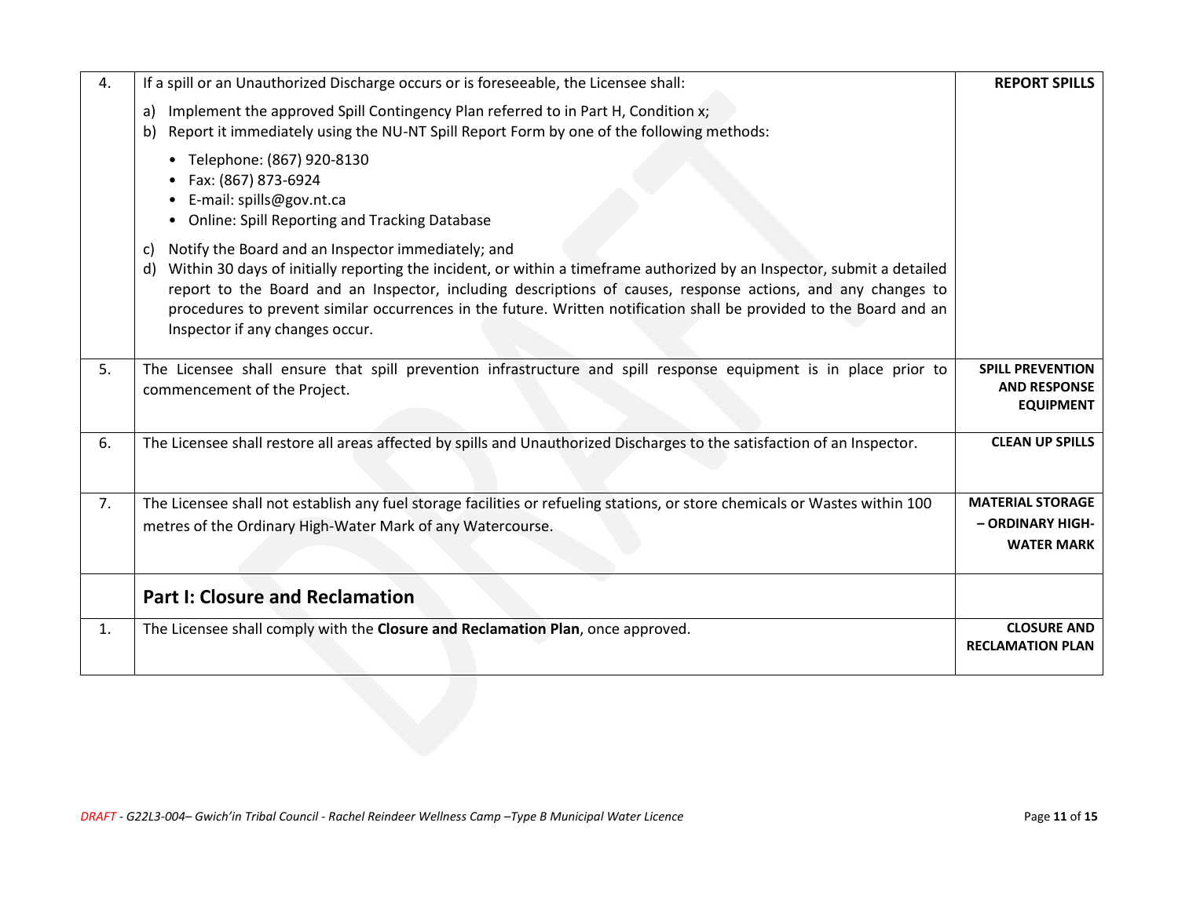| | | |
|---|---|---|
| 4. | If a spill or an Unauthorized Discharge occurs or is foreseeable, the Licensee shall:<br><br>a) Implement the approved Spill Contingency Plan referred to in Part H, Condition x;<br>b) Report it immediately using the NU-NT Spill Report Form by one of the following methods:<br>• Telephone: (867) 920-8130<br>• Fax: (867) 873-6924<br>• E-mail: spills@gov.nt.ca<br>• Online: Spill Reporting and Tracking Database<br><br>c) Notify the Board and an Inspector immediately; and<br>d) Within 30 days of initially reporting the incident, or within a timeframe authorized by an Inspector, submit a detailed report to the Board and an Inspector, including descriptions of causes, response actions, and any changes to procedures to prevent similar occurrences in the future. Written notification shall be provided to the Board and an Inspector if any changes occur. | **REPORT SPILLS** |
| 5. | The Licensee shall ensure that spill prevention infrastructure and spill response equipment is in place prior to commencement of the Project. | **SPILL PREVENTION AND RESPONSE EQUIPMENT** |
| 6. | The Licensee shall restore all areas affected by spills and Unauthorized Discharges to the satisfaction of an Inspector. | **CLEAN UP SPILLS** |
| 7. | The Licensee shall not establish any fuel storage facilities or refueling stations, or store chemicals or Wastes within 100 metres of the Ordinary High-Water Mark of any Watercourse. | **MATERIAL STORAGE – ORDINARY HIGH-WATER MARK** |
| | **Part I: Closure and Reclamation** | |
| 1. | The Licensee shall comply with the **Closure and Reclamation Plan**, once approved. | **CLOSURE AND RECLAMATION PLAN** |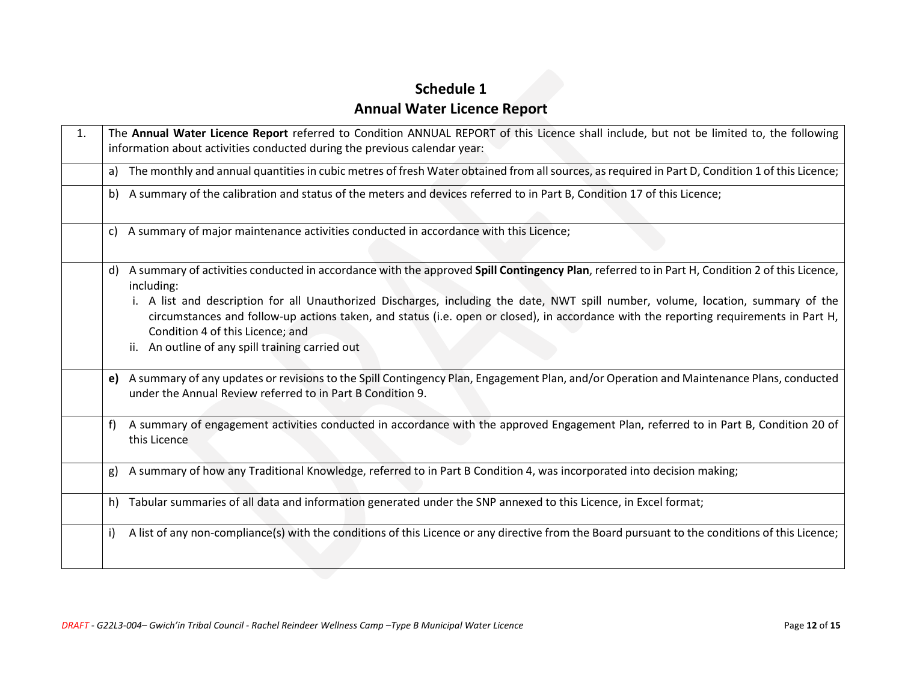# Schedule 1

## Annual Water Licence Report

| | |
|---|---|
| 1. | The **Annual Water Licence Report** referred to Condition ANNUAL REPORT of this Licence shall include, but not be limited to, the following information about activities conducted during the previous calendar year: |
| | a) The monthly and annual quantities in cubic metres of fresh Water obtained from all sources, as required in Part D, Condition 1 of this Licence; |
| | b) A summary of the calibration and status of the meters and devices referred to in Part B, Condition 17 of this Licence; |
| | c) A summary of major maintenance activities conducted in accordance with this Licence; |
| | d) A summary of activities conducted in accordance with the approved **Spill Contingency Plan**, referred to in Part H, Condition 2 of this Licence, including:<br>i. A list and description for all Unauthorized Discharges, including the date, NWT spill number, volume, location, summary of the circumstances and follow-up actions taken, and status (i.e. open or closed), in accordance with the reporting requirements in Part H, Condition 4 of this Licence; and<br>ii. An outline of any spill training carried out |
| | **e)** A summary of any updates or revisions to the Spill Contingency Plan, Engagement Plan, and/or Operation and Maintenance Plans, conducted under the Annual Review referred to in Part B Condition 9. |
| | f) A summary of engagement activities conducted in accordance with the approved Engagement Plan, referred to in Part B, Condition 20 of this Licence |
| | g) A summary of how any Traditional Knowledge, referred to in Part B Condition 4, was incorporated into decision making; |
| | h) Tabular summaries of all data and information generated under the SNP annexed to this Licence, in Excel format; |
| | i) A list of any non-compliance(s) with the conditions of this Licence or any directive from the Board pursuant to the conditions of this Licence; |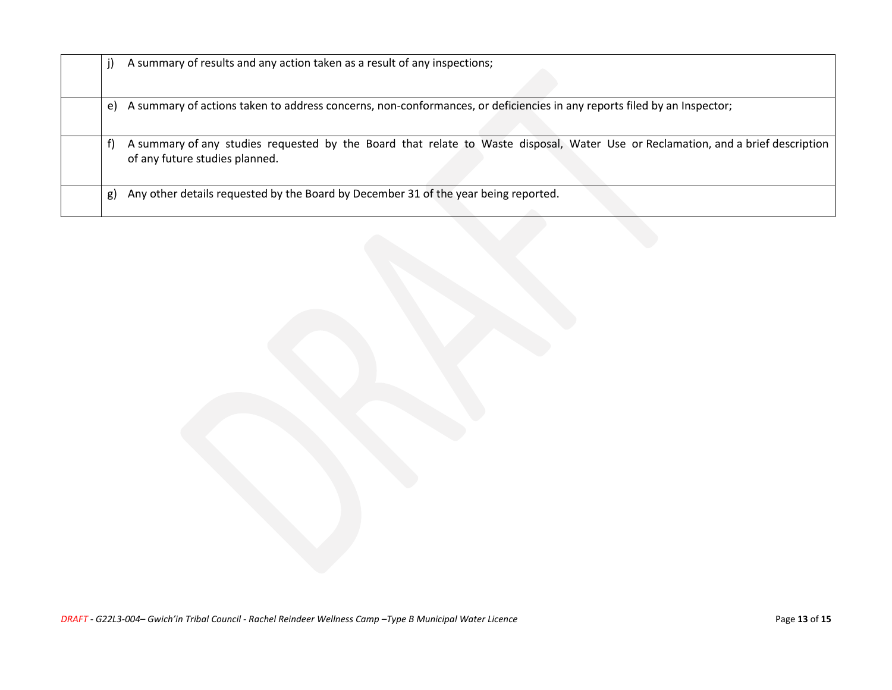| | |
|---|---|
| | j) A summary of results and any action taken as a result of any inspections; |
| | e) A summary of actions taken to address concerns, non-conformances, or deficiencies in any reports filed by an Inspector; |
| | f) A summary of any studies requested by the Board that relate to Waste disposal, Water Use or Reclamation, and a brief description of any future studies planned. |
| | g) Any other details requested by the Board by December 31 of the year being reported. |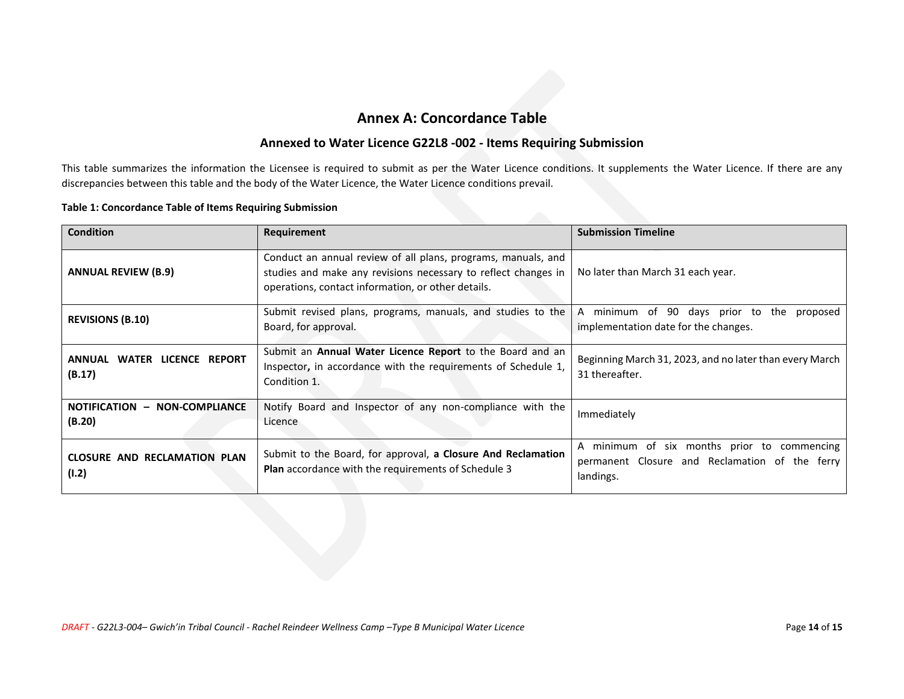# Annex A: Concordance Table

## Annexed to Water Licence G22L8 -002 - Items Requiring Submission

This table summarizes the information the Licensee is required to submit as per the Water Licence conditions. It supplements the Water Licence. If there are any discrepancies between this table and the body of the Water Licence, the Water Licence conditions prevail.

**Table 1: Concordance Table of Items Requiring Submission**

| Condition | Requirement | Submission Timeline |
|---|---|---|
| **ANNUAL REVIEW (B.9)** | Conduct an annual review of all plans, programs, manuals, and studies and make any revisions necessary to reflect changes in operations, contact information, or other details. | No later than March 31 each year. |
| **REVISIONS (B.10)** | Submit revised plans, programs, manuals, and studies to the Board, for approval. | A minimum of 90 days prior to the proposed implementation date for the changes. |
| **ANNUAL WATER LICENCE REPORT (B.17)** | Submit an **Annual Water Licence Report** to the Board and an Inspector**,** in accordance with the requirements of Schedule 1, Condition 1. | Beginning March 31, 2023, and no later than every March 31 thereafter. |
| **NOTIFICATION – NON-COMPLIANCE (B.20)** | Notify Board and Inspector of any non-compliance with the Licence | Immediately |
| **CLOSURE AND RECLAMATION PLAN (I.2)** | Submit to the Board, for approval, **a Closure And Reclamation Plan** accordance with the requirements of Schedule 3 | A minimum of six months prior to commencing permanent Closure and Reclamation of the ferry landings. |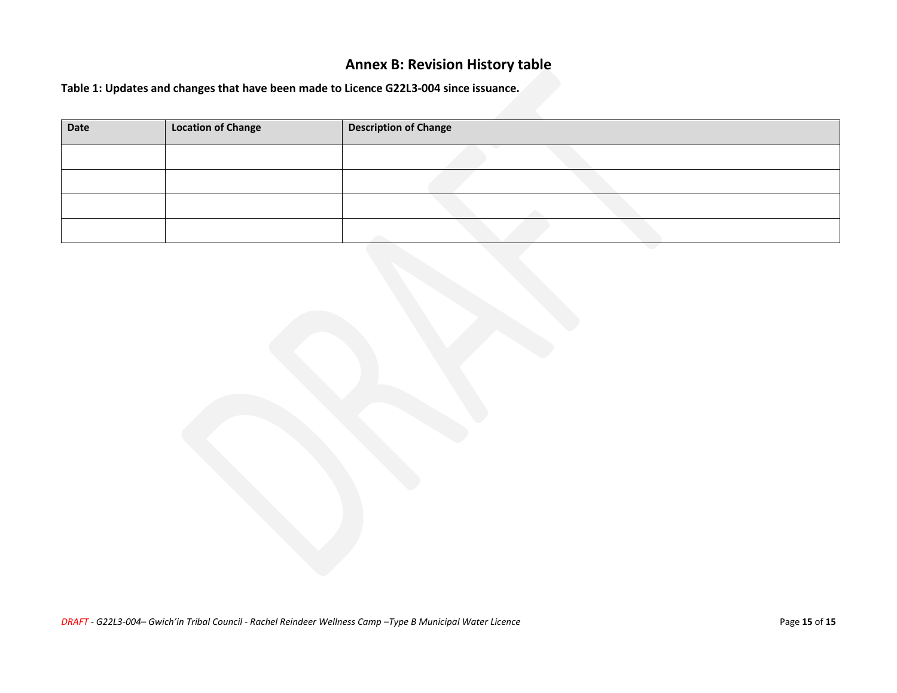# Annex B: Revision History table

**Table 1: Updates and changes that have been made to Licence G22L3-004 since issuance.**

| Date | Location of Change | Description of Change |
|---|---|---|
| | | |
| | | |
| | | |
| | | |